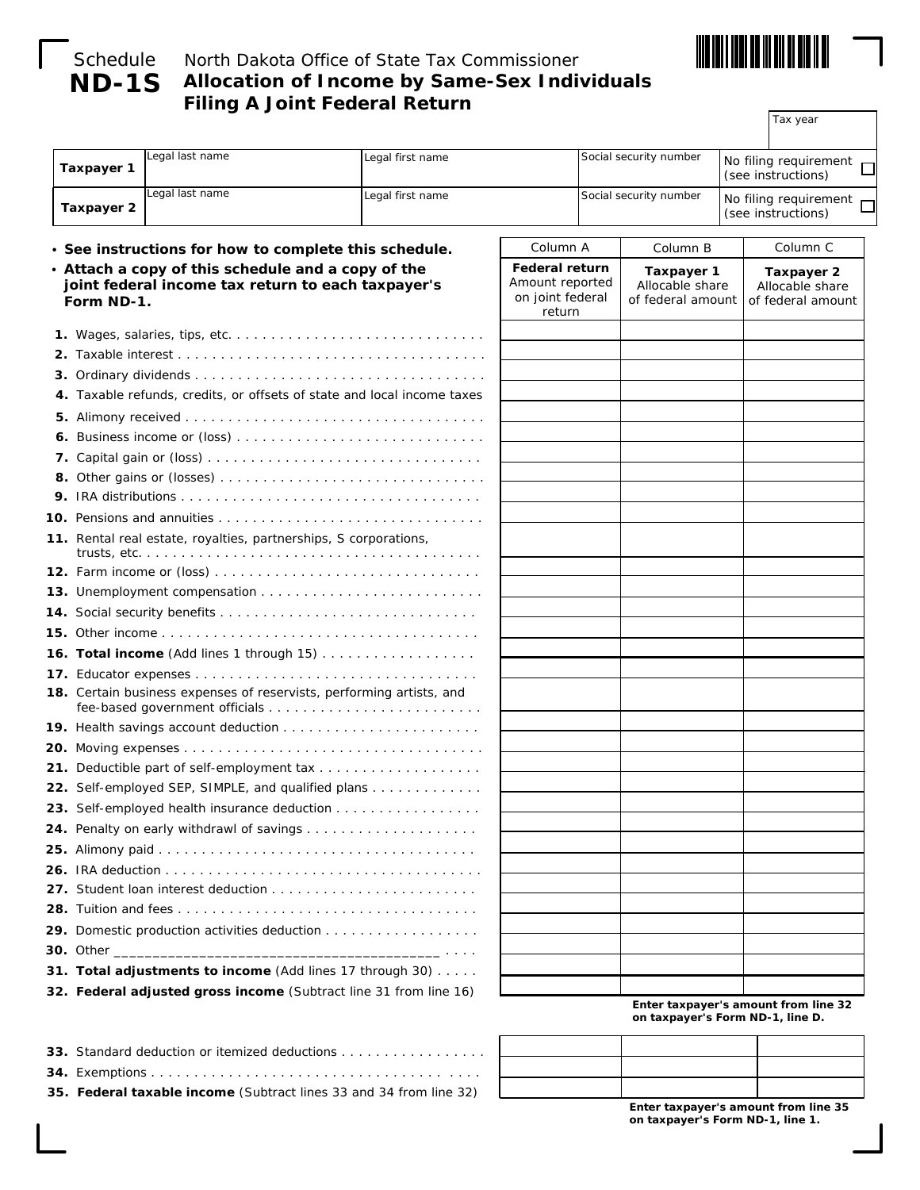Schedule **ND-1S**

North Dakota Office of State Tax Commissioner

# Allocation of Income by Same-Sex Individuals Filing A Joint Federal Return

Tax year

| | Legal last name | Legal first name | Social security number | No filing requirement (see instructions) |
|---|---|---|---|---|
| **Taxpayer 1** | | | | ☐ |
| **Taxpayer 2** | | | | ☐ |

- **See instructions for how to complete this schedule.**
- **Attach a copy of this schedule and a copy of the joint federal income tax return to each taxpayer's Form ND-1.**

| | Column A<br>**Federal return**<br>Amount reported on joint federal return | Column B<br>**Taxpayer 1**<br>Allocable share of federal amount | Column C<br>**Taxpayer 2**<br>Allocable share of federal amount |
|---|---|---|---|
| **1.** Wages, salaries, tips, etc. | | | |
| **2.** Taxable interest | | | |
| **3.** Ordinary dividends | | | |
| **4.** Taxable refunds, credits, or offsets of state and local income taxes | | | |
| **5.** Alimony received | | | |
| **6.** Business income or (loss) | | | |
| **7.** Capital gain or (loss) | | | |
| **8.** Other gains or (losses) | | | |
| **9.** IRA distributions | | | |
| **10.** Pensions and annuities | | | |
| **11.** Rental real estate, royalties, partnerships, S corporations, trusts, etc. | | | |
| **12.** Farm income or (loss) | | | |
| **13.** Unemployment compensation | | | |
| **14.** Social security benefits | | | |
| **15.** Other income | | | |
| **16. Total income** (Add lines 1 through 15) | | | |
| **17.** Educator expenses | | | |
| **18.** Certain business expenses of reservists, performing artists, and fee-based government officials | | | |
| **19.** Health savings account deduction | | | |
| **20.** Moving expenses | | | |
| **21.** Deductible part of self-employment tax | | | |
| **22.** Self-employed SEP, SIMPLE, and qualified plans | | | |
| **23.** Self-employed health insurance deduction | | | |
| **24.** Penalty on early withdrawl of savings | | | |
| **25.** Alimony paid | | | |
| **26.** IRA deduction | | | |
| **27.** Student loan interest deduction | | | |
| **28.** Tuition and fees | | | |
| **29.** Domestic production activities deduction | | | |
| **30.** Other ________________________________________ | | | |
| **31. Total adjustments to income** (Add lines 17 through 30) | | | |
| **32. Federal adjusted gross income** (Subtract line 31 from line 16) | | | |

**Enter taxpayer's amount from line 32 on taxpayer's Form ND-1, line D.**

| | | | |
|---|---|---|---|
| **33.** Standard deduction or itemized deductions | | | |
| **34.** Exemptions | | | |
| **35. Federal taxable income** (Subtract lines 33 and 34 from line 32) | | | |

**Enter taxpayer's amount from line 35 on taxpayer's Form ND-1, line 1.**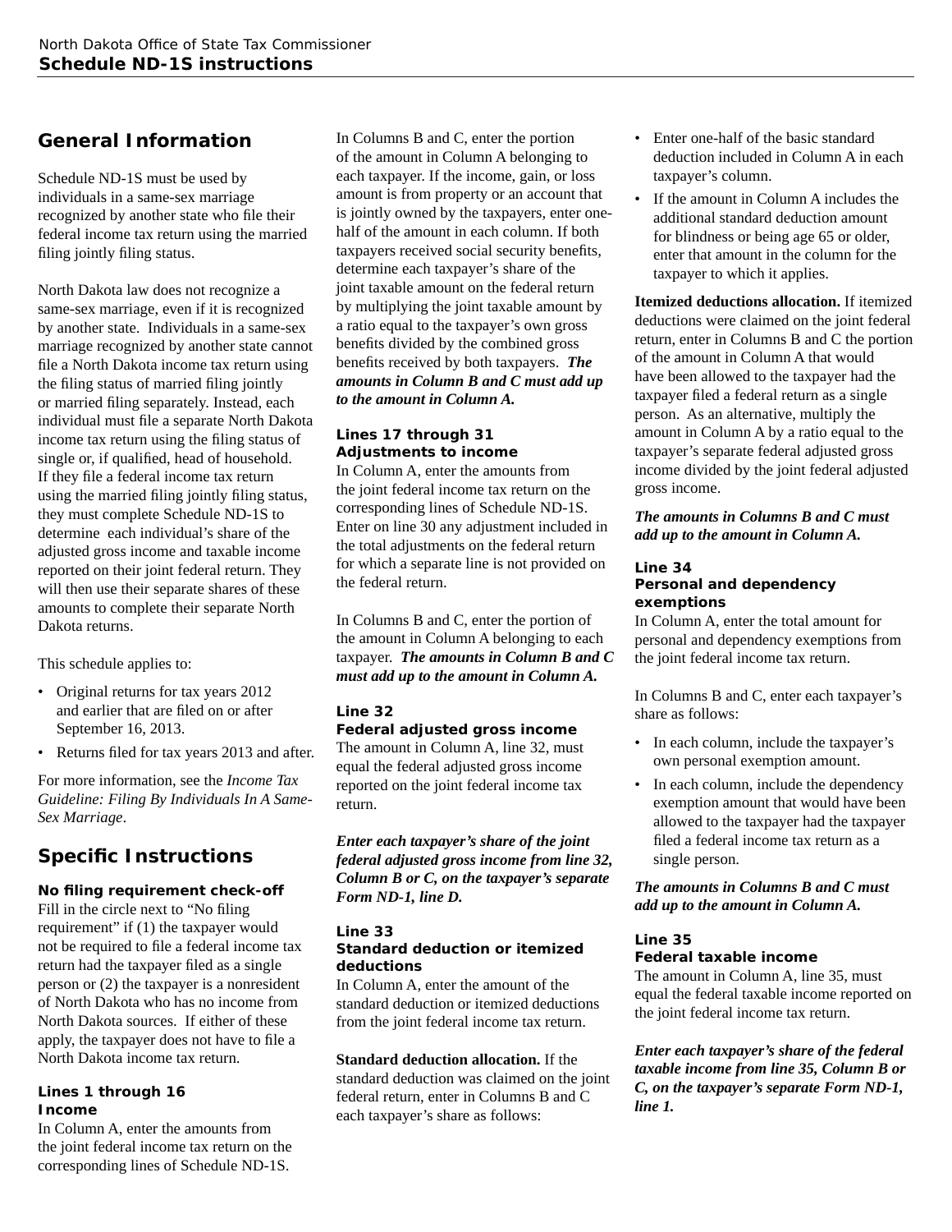# General Information

Schedule ND-1S must be used by individuals in a same-sex marriage recognized by another state who file their federal income tax return using the married filing jointly filing status.

North Dakota law does not recognize a same-sex marriage, even if it is recognized by another state. Individuals in a same-sex marriage recognized by another state cannot file a North Dakota income tax return using the filing status of married filing jointly or married filing separately. Instead, each individual must file a separate North Dakota income tax return using the filing status of single or, if qualified, head of household. If they file a federal income tax return using the married filing jointly filing status, they must complete Schedule ND-1S to determine each individual's share of the adjusted gross income and taxable income reported on their joint federal return. They will then use their separate shares of these amounts to complete their separate North Dakota returns.

This schedule applies to:

- Original returns for tax years 2012 and earlier that are filed on or after September 16, 2013.
- Returns filed for tax years 2013 and after.

For more information, see the *Income Tax Guideline: Filing By Individuals In A Same-Sex Marriage*.

# Specific Instructions

### No filing requirement check-off

Fill in the circle next to "No filing requirement" if (1) the taxpayer would not be required to file a federal income tax return had the taxpayer filed as a single person or (2) the taxpayer is a nonresident of North Dakota who has no income from North Dakota sources. If either of these apply, the taxpayer does not have to file a North Dakota income tax return.

### Lines 1 through 16 Income

In Column A, enter the amounts from the joint federal income tax return on the corresponding lines of Schedule ND-1S.

In Columns B and C, enter the portion of the amount in Column A belonging to each taxpayer. If the income, gain, or loss amount is from property or an account that is jointly owned by the taxpayers, enter one-half of the amount in each column. If both taxpayers received social security benefits, determine each taxpayer's share of the joint taxable amount on the federal return by multiplying the joint taxable amount by a ratio equal to the taxpayer's own gross benefits divided by the combined gross benefits received by both taxpayers. ***The amounts in Column B and C must add up to the amount in Column A.***

### Lines 17 through 31 Adjustments to income

In Column A, enter the amounts from the joint federal income tax return on the corresponding lines of Schedule ND-1S. Enter on line 30 any adjustment included in the total adjustments on the federal return for which a separate line is not provided on the federal return.

In Columns B and C, enter the portion of the amount in Column A belonging to each taxpayer. ***The amounts in Column B and C must add up to the amount in Column A.***

### Line 32 Federal adjusted gross income

The amount in Column A, line 32, must equal the federal adjusted gross income reported on the joint federal income tax return.

***Enter each taxpayer's share of the joint federal adjusted gross income from line 32, Column B or C, on the taxpayer's separate Form ND-1, line D.***

### Line 33 Standard deduction or itemized deductions

In Column A, enter the amount of the standard deduction or itemized deductions from the joint federal income tax return.

**Standard deduction allocation.** If the standard deduction was claimed on the joint federal return, enter in Columns B and C each taxpayer's share as follows:

- Enter one-half of the basic standard deduction included in Column A in each taxpayer's column.
- If the amount in Column A includes the additional standard deduction amount for blindness or being age 65 or older, enter that amount in the column for the taxpayer to which it applies.

**Itemized deductions allocation.** If itemized deductions were claimed on the joint federal return, enter in Columns B and C the portion of the amount in Column A that would have been allowed to the taxpayer had the taxpayer filed a federal return as a single person. As an alternative, multiply the amount in Column A by a ratio equal to the taxpayer's separate federal adjusted gross income divided by the joint federal adjusted gross income.

***The amounts in Columns B and C must add up to the amount in Column A.***

### Line 34 Personal and dependency exemptions

In Column A, enter the total amount for personal and dependency exemptions from the joint federal income tax return.

In Columns B and C, enter each taxpayer's share as follows:

- In each column, include the taxpayer's own personal exemption amount.
- In each column, include the dependency exemption amount that would have been allowed to the taxpayer had the taxpayer filed a federal income tax return as a single person.

***The amounts in Columns B and C must add up to the amount in Column A.***

### Line 35 Federal taxable income

The amount in Column A, line 35, must equal the federal taxable income reported on the joint federal income tax return.

***Enter each taxpayer's share of the federal taxable income from line 35, Column B or C, on the taxpayer's separate Form ND-1, line 1.***